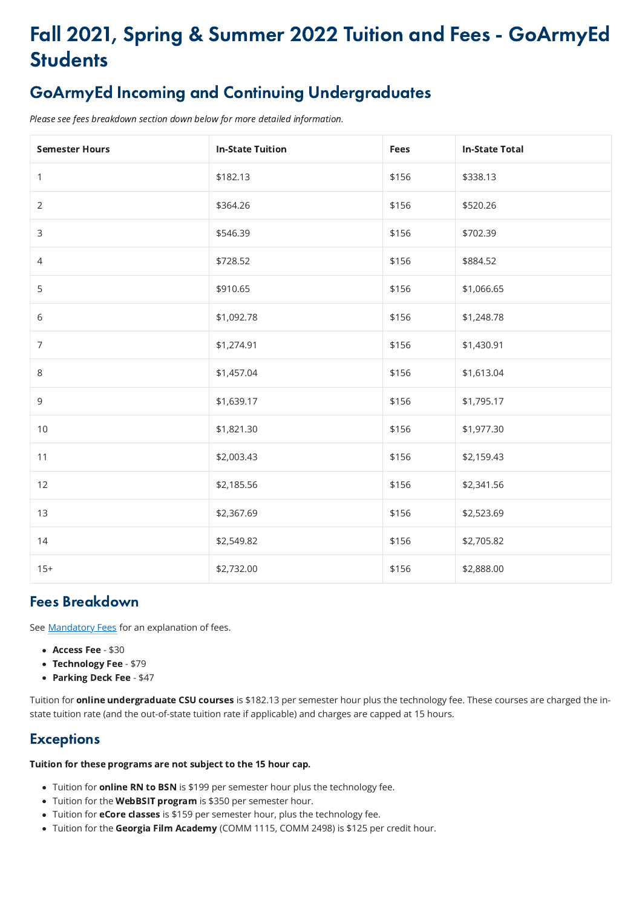# Fall 2021, Spring & Summer 2022 Tuition and Fees - GoArmyEd Students

## GoArmyEd Incoming and Continuing Undergraduates

*Please see fees breakdown section down below for more detailed information.*

| Semester Hours | In-State Tuition | Fees | In-State Total |
|---|---|---|---|
| 1 | $182.13 | $156 | $338.13 |
| 2 | $364.26 | $156 | $520.26 |
| 3 | $546.39 | $156 | $702.39 |
| 4 | $728.52 | $156 | $884.52 |
| 5 | $910.65 | $156 | $1,066.65 |
| 6 | $1,092.78 | $156 | $1,248.78 |
| 7 | $1,274.91 | $156 | $1,430.91 |
| 8 | $1,457.04 | $156 | $1,613.04 |
| 9 | $1,639.17 | $156 | $1,795.17 |
| 10 | $1,821.30 | $156 | $1,977.30 |
| 11 | $2,003.43 | $156 | $2,159.43 |
| 12 | $2,185.56 | $156 | $2,341.56 |
| 13 | $2,367.69 | $156 | $2,523.69 |
| 14 | $2,549.82 | $156 | $2,705.82 |
| 15+ | $2,732.00 | $156 | $2,888.00 |

## Fees Breakdown

See Mandatory Fees for an explanation of fees.

- **Access Fee** - $30
- **Technology Fee** - $79
- **Parking Deck Fee** - $47

Tuition for **online undergraduate CSU courses** is $182.13 per semester hour plus the technology fee. These courses are charged the in-state tuition rate (and the out-of-state tuition rate if applicable) and charges are capped at 15 hours.

## Exceptions

**Tuition for these programs are not subject to the 15 hour cap.**

- Tuition for **online RN to BSN** is $199 per semester hour plus the technology fee.
- Tuition for the **WebBSIT program** is $350 per semester hour.
- Tuition for **eCore classes** is $159 per semester hour, plus the technology fee.
- Tuition for the **Georgia Film Academy** (COMM 1115, COMM 2498) is $125 per credit hour.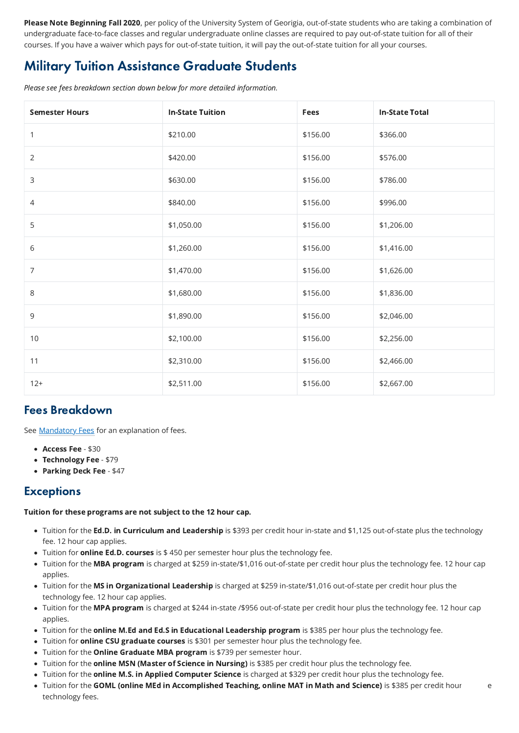**Please Note Beginning Fall 2020**, per policy of the University System of Georgia, out-of-state students who are taking a combination of undergraduate face-to-face classes and regular undergraduate online classes are required to pay out-of-state tuition for all of their courses. If you have a waiver which pays for out-of-state tuition, it will pay the out-of-state tuition for all your courses.

## Military Tuition Assistance Graduate Students

*Please see fees breakdown section down below for more detailed information.*

| Semester Hours | In-State Tuition | Fees | In-State Total |
|---|---|---|---|
| 1 | $210.00 | $156.00 | $366.00 |
| 2 | $420.00 | $156.00 | $576.00 |
| 3 | $630.00 | $156.00 | $786.00 |
| 4 | $840.00 | $156.00 | $996.00 |
| 5 | $1,050.00 | $156.00 | $1,206.00 |
| 6 | $1,260.00 | $156.00 | $1,416.00 |
| 7 | $1,470.00 | $156.00 | $1,626.00 |
| 8 | $1,680.00 | $156.00 | $1,836.00 |
| 9 | $1,890.00 | $156.00 | $2,046.00 |
| 10 | $2,100.00 | $156.00 | $2,256.00 |
| 11 | $2,310.00 | $156.00 | $2,466.00 |
| 12+ | $2,511.00 | $156.00 | $2,667.00 |

### Fees Breakdown

See Mandatory Fees for an explanation of fees.

- **Access Fee** - $30
- **Technology Fee** - $79
- **Parking Deck Fee** - $47

### Exceptions

**Tuition for these programs are not subject to the 12 hour cap.**

- Tuition for the **Ed.D. in Curriculum and Leadership** is $393 per credit hour in-state and $1,125 out-of-state plus the technology fee. 12 hour cap applies.
- Tuition for **online Ed.D. courses** is $ 450 per semester hour plus the technology fee.
- Tuition for the **MBA program** is charged at $259 in-state/$1,016 out-of-state per credit hour plus the technology fee. 12 hour cap applies.
- Tuition for the **MS in Organizational Leadership** is charged at $259 in-state/$1,016 out-of-state per credit hour plus the technology fee. 12 hour cap applies.
- Tuition for the **MPA program** is charged at $244 in-state /$956 out-of-state per credit hour plus the technology fee. 12 hour cap applies.
- Tuition for the **online M.Ed and Ed.S in Educational Leadership program** is $385 per hour plus the technology fee.
- Tuition for **online CSU graduate courses** is $301 per semester hour plus the technology fee.
- Tuition for the **Online Graduate MBA program** is $739 per semester hour.
- Tuition for the **online MSN (Master of Science in Nursing)** is $385 per credit hour plus the technology fee.
- Tuition for the **online M.S. in Applied Computer Science** is charged at $329 per credit hour plus the technology fee.
- Tuition for the **GOML (online MEd in Accomplished Teaching, online MAT in Math and Science)** is $385 per credit hour e technology fees.